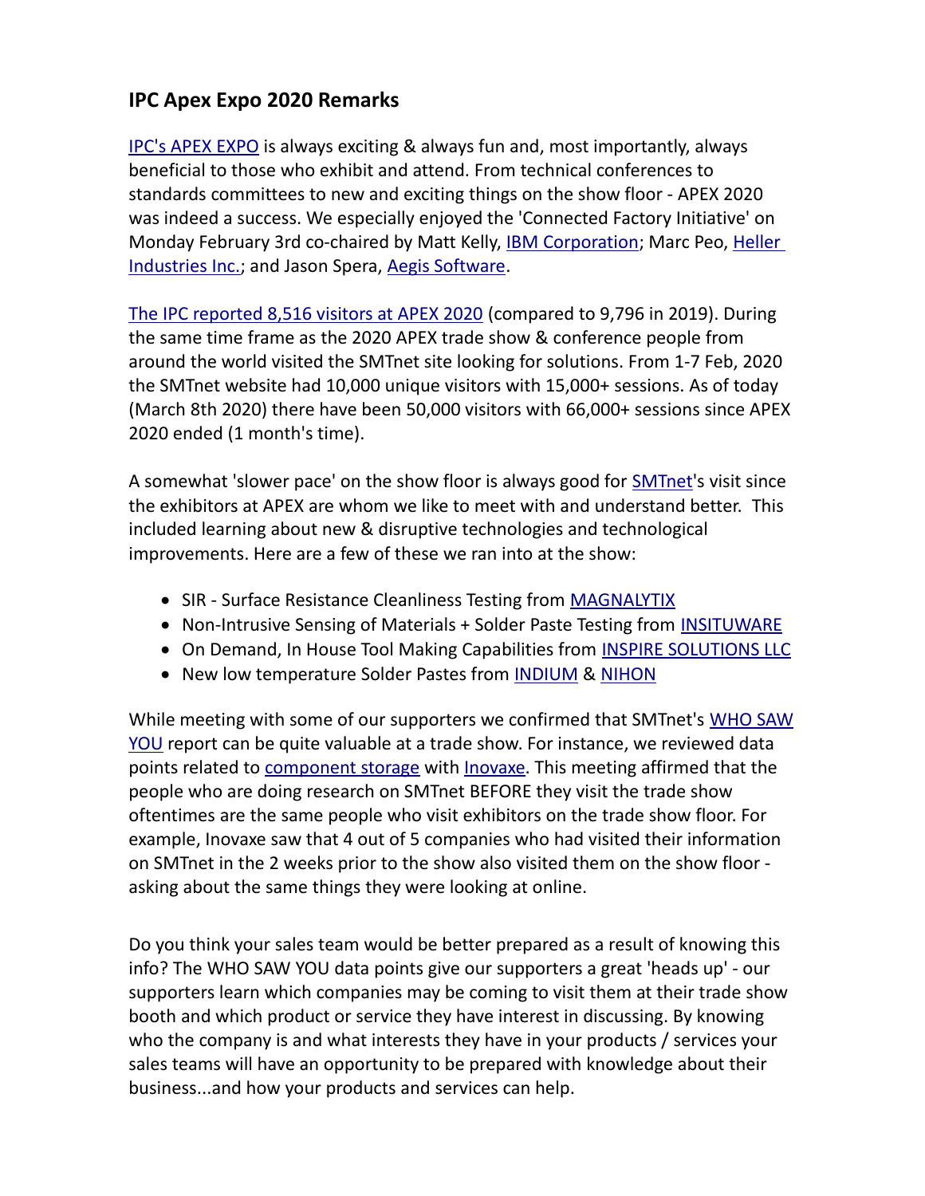## IPC Apex Expo 2020 Remarks

IPC's APEX EXPO is always exciting & always fun and, most importantly, always beneficial to those who exhibit and attend. From technical conferences to standards committees to new and exciting things on the show floor - APEX 2020 was indeed a success. We especially enjoyed the 'Connected Factory Initiative' on Monday February 3rd co-chaired by Matt Kelly, IBM Corporation; Marc Peo, Heller Industries Inc.; and Jason Spera, Aegis Software.

The IPC reported 8,516 visitors at APEX 2020 (compared to 9,796 in 2019). During the same time frame as the 2020 APEX trade show & conference people from around the world visited the SMTnet site looking for solutions. From 1-7 Feb, 2020 the SMTnet website had 10,000 unique visitors with 15,000+ sessions. As of today (March 8th 2020) there have been 50,000 visitors with 66,000+ sessions since APEX 2020 ended (1 month's time).

A somewhat 'slower pace' on the show floor is always good for SMTnet's visit since the exhibitors at APEX are whom we like to meet with and understand better. This included learning about new & disruptive technologies and technological improvements. Here are a few of these we ran into at the show:

- SIR - Surface Resistance Cleanliness Testing from MAGNALYTIX
- Non-Intrusive Sensing of Materials + Solder Paste Testing from INSITUWARE
- On Demand, In House Tool Making Capabilities from INSPIRE SOLUTIONS LLC
- New low temperature Solder Pastes from INDIUM & NIHON

While meeting with some of our supporters we confirmed that SMTnet's WHO SAW YOU report can be quite valuable at a trade show. For instance, we reviewed data points related to component storage with Inovaxe. This meeting affirmed that the people who are doing research on SMTnet BEFORE they visit the trade show oftentimes are the same people who visit exhibitors on the trade show floor. For example, Inovaxe saw that 4 out of 5 companies who had visited their information on SMTnet in the 2 weeks prior to the show also visited them on the show floor - asking about the same things they were looking at online.

Do you think your sales team would be better prepared as a result of knowing this info? The WHO SAW YOU data points give our supporters a great 'heads up' - our supporters learn which companies may be coming to visit them at their trade show booth and which product or service they have interest in discussing. By knowing who the company is and what interests they have in your products / services your sales teams will have an opportunity to be prepared with knowledge about their business...and how your products and services can help.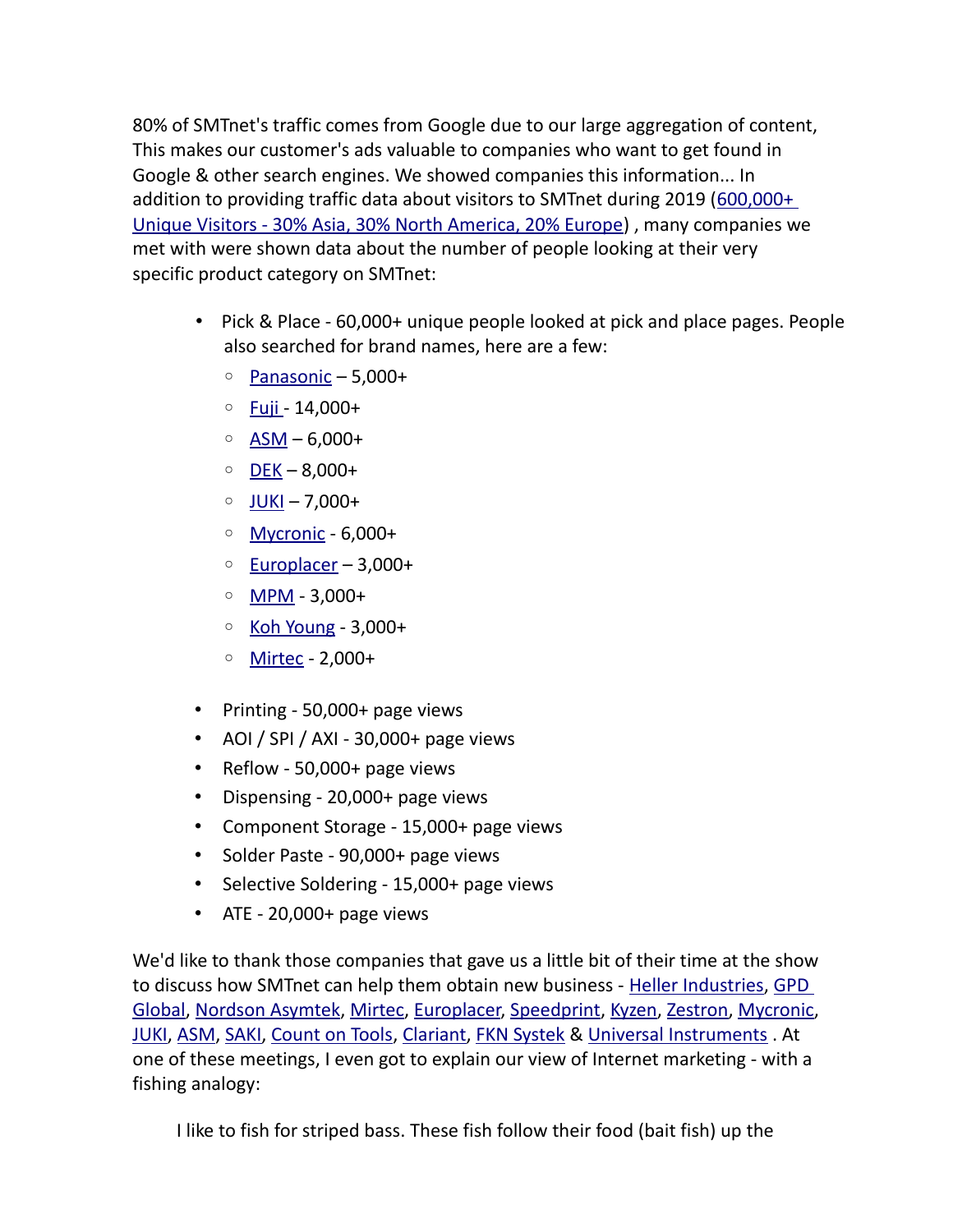80% of SMTnet's traffic comes from Google due to our large aggregation of content, This makes our customer's ads valuable to companies who want to get found in Google & other search engines. We showed companies this information... In addition to providing traffic data about visitors to SMTnet during 2019 (600,000+ Unique Visitors - 30% Asia, 30% North America, 20% Europe) , many companies we met with were shown data about the number of people looking at their very specific product category on SMTnet:

- Pick & Place - 60,000+ unique people looked at pick and place pages. People also searched for brand names, here are a few:
  - Panasonic – 5,000+
  - Fuji - 14,000+
  - ASM – 6,000+
  - DEK – 8,000+
  - JUKI – 7,000+
  - Mycronic - 6,000+
  - Europlacer – 3,000+
  - MPM - 3,000+
  - Koh Young - 3,000+
  - Mirtec - 2,000+
- Printing - 50,000+ page views
- AOI / SPI / AXI - 30,000+ page views
- Reflow - 50,000+ page views
- Dispensing - 20,000+ page views
- Component Storage - 15,000+ page views
- Solder Paste - 90,000+ page views
- Selective Soldering - 15,000+ page views
- ATE - 20,000+ page views

We'd like to thank those companies that gave us a little bit of their time at the show to discuss how SMTnet can help them obtain new business - Heller Industries, GPD Global, Nordson Asymtek, Mirtec, Europlacer, Speedprint, Kyzen, Zestron, Mycronic, JUKI, ASM, SAKI, Count on Tools, Clariant, FKN Systek & Universal Instruments . At one of these meetings, I even got to explain our view of Internet marketing - with a fishing analogy:

> I like to fish for striped bass. These fish follow their food (bait fish) up the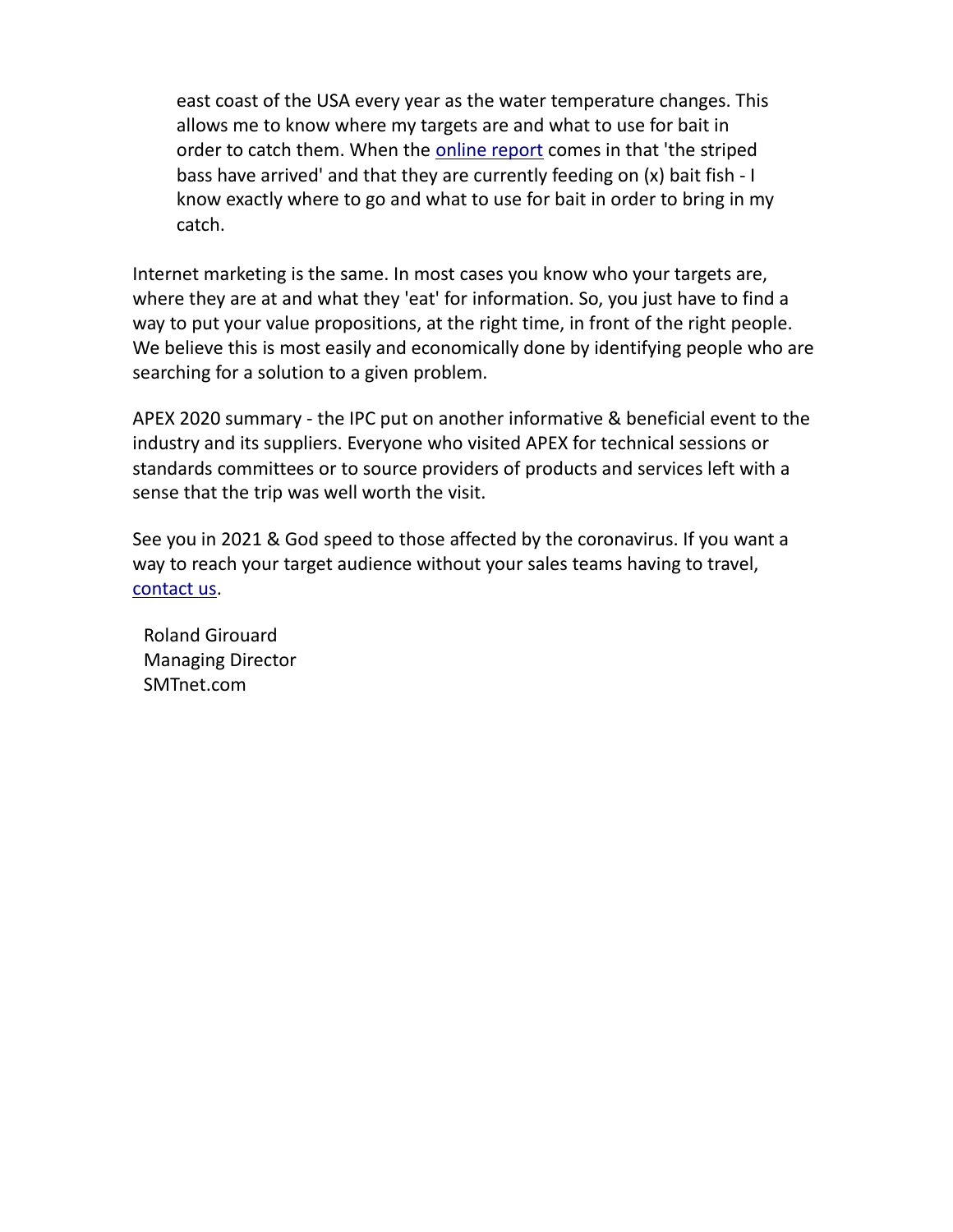> east coast of the USA every year as the water temperature changes. This allows me to know where my targets are and what to use for bait in order to catch them. When the online report comes in that 'the striped bass have arrived' and that they are currently feeding on (x) bait fish - I know exactly where to go and what to use for bait in order to bring in my catch.

Internet marketing is the same. In most cases you know who your targets are, where they are at and what they 'eat' for information. So, you just have to find a way to put your value propositions, at the right time, in front of the right people. We believe this is most easily and economically done by identifying people who are searching for a solution to a given problem.

APEX 2020 summary - the IPC put on another informative & beneficial event to the industry and its suppliers. Everyone who visited APEX for technical sessions or standards committees or to source providers of products and services left with a sense that the trip was well worth the visit.

See you in 2021 & God speed to those affected by the coronavirus. If you want a way to reach your target audience without your sales teams having to travel, contact us.

Roland Girouard
Managing Director
SMTnet.com